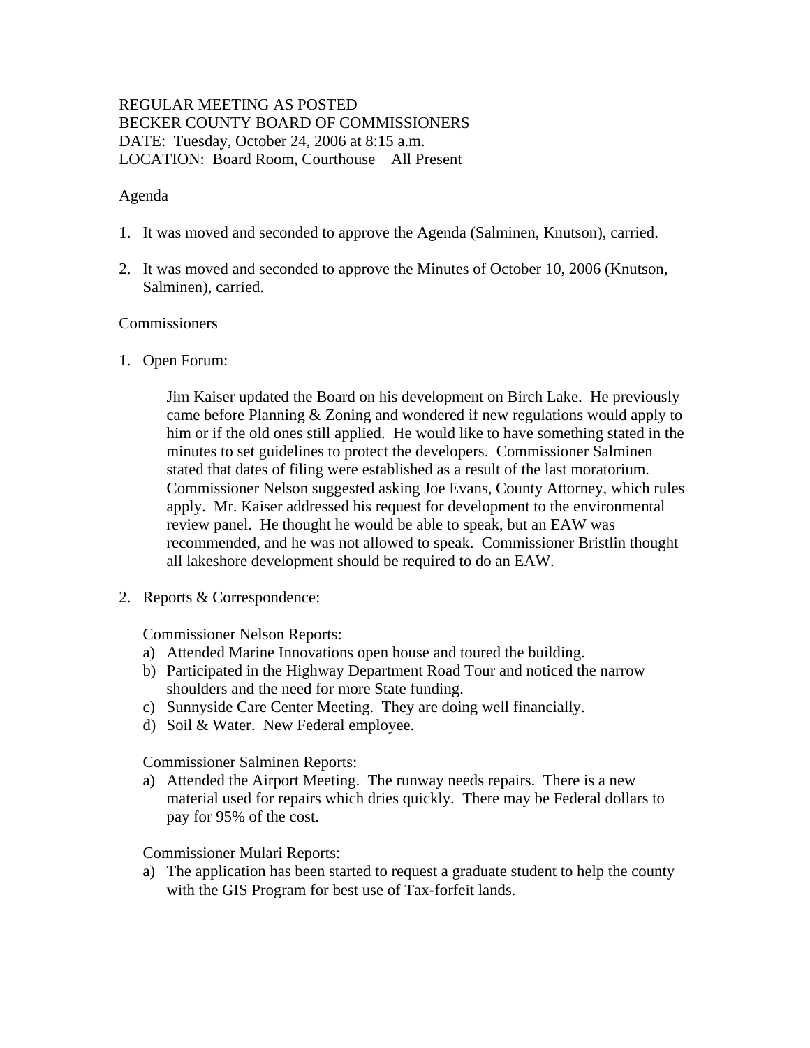REGULAR MEETING AS POSTED
BECKER COUNTY BOARD OF COMMISSIONERS
DATE: Tuesday, October 24, 2006 at 8:15 a.m.
LOCATION: Board Room, Courthouse All Present

Agenda

1. It was moved and seconded to approve the Agenda (Salminen, Knutson), carried.

2. It was moved and seconded to approve the Minutes of October 10, 2006 (Knutson, Salminen), carried.

Commissioners

1. Open Forum:

    Jim Kaiser updated the Board on his development on Birch Lake. He previously came before Planning & Zoning and wondered if new regulations would apply to him or if the old ones still applied. He would like to have something stated in the minutes to set guidelines to protect the developers. Commissioner Salminen stated that dates of filing were established as a result of the last moratorium. Commissioner Nelson suggested asking Joe Evans, County Attorney, which rules apply. Mr. Kaiser addressed his request for development to the environmental review panel. He thought he would be able to speak, but an EAW was recommended, and he was not allowed to speak. Commissioner Bristlin thought all lakeshore development should be required to do an EAW.

2. Reports & Correspondence:

    Commissioner Nelson Reports:
    a) Attended Marine Innovations open house and toured the building.
    b) Participated in the Highway Department Road Tour and noticed the narrow shoulders and the need for more State funding.
    c) Sunnyside Care Center Meeting. They are doing well financially.
    d) Soil & Water. New Federal employee.

    Commissioner Salminen Reports:
    a) Attended the Airport Meeting. The runway needs repairs. There is a new material used for repairs which dries quickly. There may be Federal dollars to pay for 95% of the cost.

    Commissioner Mulari Reports:
    a) The application has been started to request a graduate student to help the county with the GIS Program for best use of Tax-forfeit lands.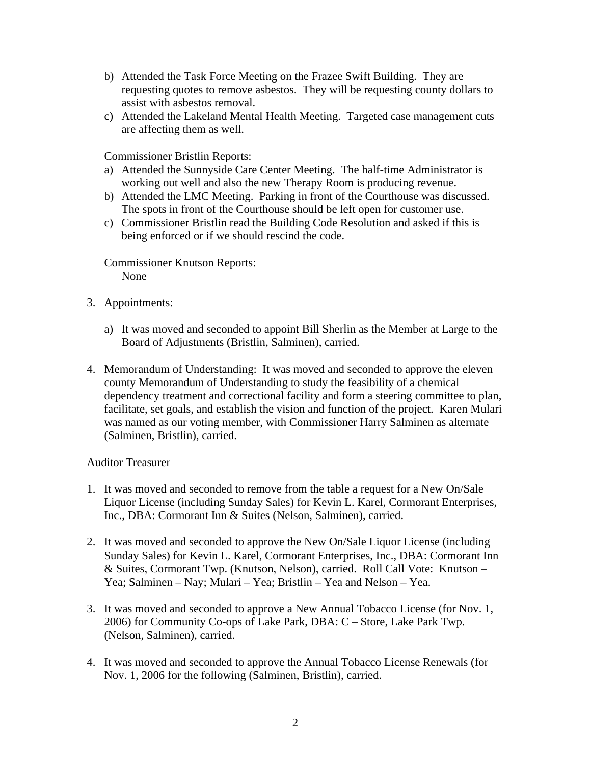b) Attended the Task Force Meeting on the Frazee Swift Building. They are requesting quotes to remove asbestos. They will be requesting county dollars to assist with asbestos removal.
c) Attended the Lakeland Mental Health Meeting. Targeted case management cuts are affecting them as well.

Commissioner Bristlin Reports:

a) Attended the Sunnyside Care Center Meeting. The half-time Administrator is working out well and also the new Therapy Room is producing revenue.
b) Attended the LMC Meeting. Parking in front of the Courthouse was discussed. The spots in front of the Courthouse should be left open for customer use.
c) Commissioner Bristlin read the Building Code Resolution and asked if this is being enforced or if we should rescind the code.

Commissioner Knutson Reports:
None

3. Appointments:

   a) It was moved and seconded to appoint Bill Sherlin as the Member at Large to the Board of Adjustments (Bristlin, Salminen), carried.

4. Memorandum of Understanding: It was moved and seconded to approve the eleven county Memorandum of Understanding to study the feasibility of a chemical dependency treatment and correctional facility and form a steering committee to plan, facilitate, set goals, and establish the vision and function of the project. Karen Mulari was named as our voting member, with Commissioner Harry Salminen as alternate (Salminen, Bristlin), carried.

Auditor Treasurer

1. It was moved and seconded to remove from the table a request for a New On/Sale Liquor License (including Sunday Sales) for Kevin L. Karel, Cormorant Enterprises, Inc., DBA: Cormorant Inn & Suites (Nelson, Salminen), carried.

2. It was moved and seconded to approve the New On/Sale Liquor License (including Sunday Sales) for Kevin L. Karel, Cormorant Enterprises, Inc., DBA: Cormorant Inn & Suites, Cormorant Twp. (Knutson, Nelson), carried. Roll Call Vote: Knutson – Yea; Salminen – Nay; Mulari – Yea; Bristlin – Yea and Nelson – Yea.

3. It was moved and seconded to approve a New Annual Tobacco License (for Nov. 1, 2006) for Community Co-ops of Lake Park, DBA: C – Store, Lake Park Twp. (Nelson, Salminen), carried.

4. It was moved and seconded to approve the Annual Tobacco License Renewals (for Nov. 1, 2006 for the following (Salminen, Bristlin), carried.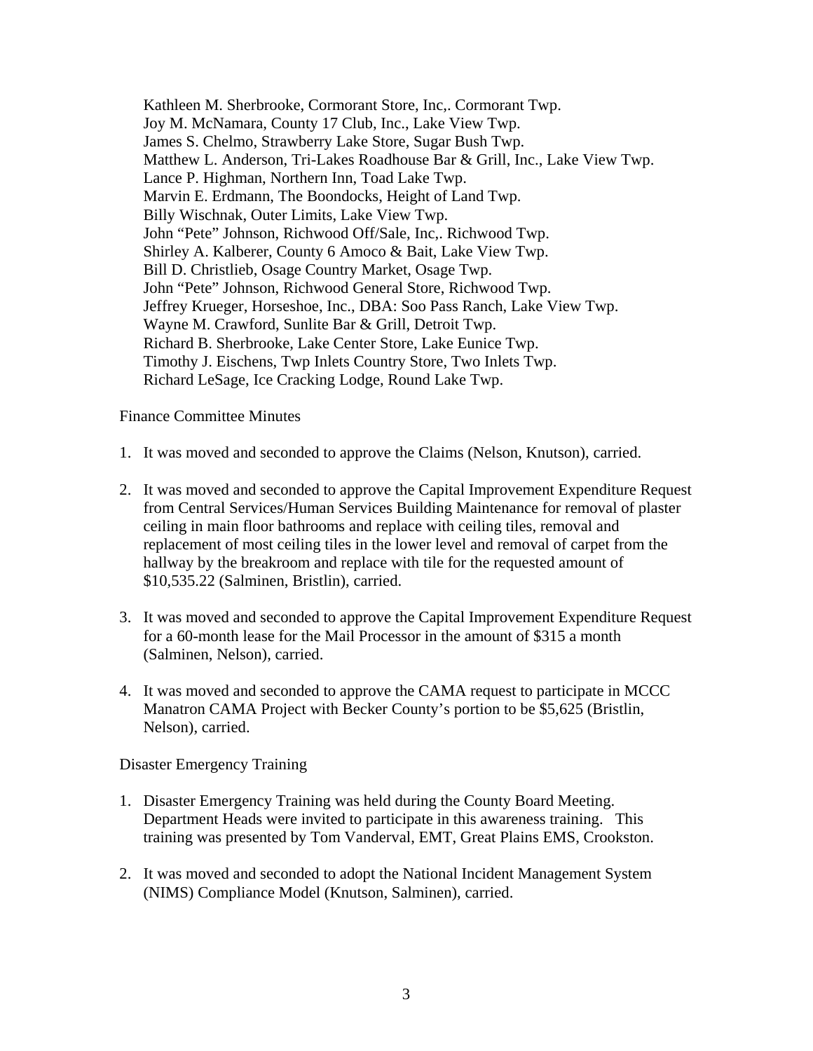Kathleen M. Sherbrooke, Cormorant Store, Inc,. Cormorant Twp.
Joy M. McNamara, County 17 Club, Inc., Lake View Twp.
James S. Chelmo, Strawberry Lake Store, Sugar Bush Twp.
Matthew L. Anderson, Tri-Lakes Roadhouse Bar & Grill, Inc., Lake View Twp.
Lance P. Highman, Northern Inn, Toad Lake Twp.
Marvin E. Erdmann, The Boondocks, Height of Land Twp.
Billy Wischnak, Outer Limits, Lake View Twp.
John "Pete" Johnson, Richwood Off/Sale, Inc,. Richwood Twp.
Shirley A. Kalberer, County 6 Amoco & Bait, Lake View Twp.
Bill D. Christlieb, Osage Country Market, Osage Twp.
John "Pete" Johnson, Richwood General Store, Richwood Twp.
Jeffrey Krueger, Horseshoe, Inc., DBA: Soo Pass Ranch, Lake View Twp.
Wayne M. Crawford, Sunlite Bar & Grill, Detroit Twp.
Richard B. Sherbrooke, Lake Center Store, Lake Eunice Twp.
Timothy J. Eischens, Twp Inlets Country Store, Two Inlets Twp.
Richard LeSage, Ice Cracking Lodge, Round Lake Twp.

Finance Committee Minutes

1. It was moved and seconded to approve the Claims (Nelson, Knutson), carried.

2. It was moved and seconded to approve the Capital Improvement Expenditure Request from Central Services/Human Services Building Maintenance for removal of plaster ceiling in main floor bathrooms and replace with ceiling tiles, removal and replacement of most ceiling tiles in the lower level and removal of carpet from the hallway by the breakroom and replace with tile for the requested amount of $10,535.22 (Salminen, Bristlin), carried.

3. It was moved and seconded to approve the Capital Improvement Expenditure Request for a 60-month lease for the Mail Processor in the amount of $315 a month (Salminen, Nelson), carried.

4. It was moved and seconded to approve the CAMA request to participate in MCCC Manatron CAMA Project with Becker County's portion to be $5,625 (Bristlin, Nelson), carried.

Disaster Emergency Training

1. Disaster Emergency Training was held during the County Board Meeting. Department Heads were invited to participate in this awareness training. This training was presented by Tom Vanderval, EMT, Great Plains EMS, Crookston.

2. It was moved and seconded to adopt the National Incident Management System (NIMS) Compliance Model (Knutson, Salminen), carried.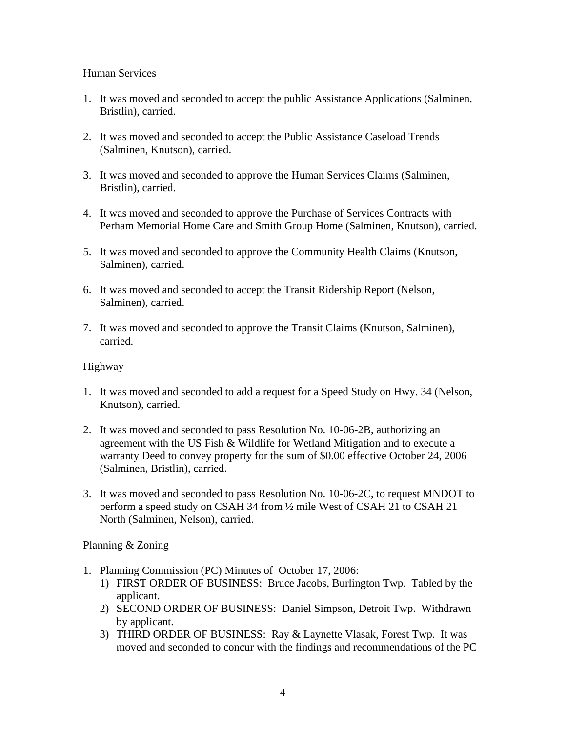Human Services

1. It was moved and seconded to accept the public Assistance Applications (Salminen, Bristlin), carried.

2. It was moved and seconded to accept the Public Assistance Caseload Trends (Salminen, Knutson), carried.

3. It was moved and seconded to approve the Human Services Claims (Salminen, Bristlin), carried.

4. It was moved and seconded to approve the Purchase of Services Contracts with Perham Memorial Home Care and Smith Group Home (Salminen, Knutson), carried.

5. It was moved and seconded to approve the Community Health Claims (Knutson, Salminen), carried.

6. It was moved and seconded to accept the Transit Ridership Report (Nelson, Salminen), carried.

7. It was moved and seconded to approve the Transit Claims (Knutson, Salminen), carried.

Highway

1. It was moved and seconded to add a request for a Speed Study on Hwy. 34 (Nelson, Knutson), carried.

2. It was moved and seconded to pass Resolution No. 10-06-2B, authorizing an agreement with the US Fish & Wildlife for Wetland Mitigation and to execute a warranty Deed to convey property for the sum of $0.00 effective October 24, 2006 (Salminen, Bristlin), carried.

3. It was moved and seconded to pass Resolution No. 10-06-2C, to request MNDOT to perform a speed study on CSAH 34 from ½ mile West of CSAH 21 to CSAH 21 North (Salminen, Nelson), carried.

Planning & Zoning

1. Planning Commission (PC) Minutes of October 17, 2006:
   1) FIRST ORDER OF BUSINESS: Bruce Jacobs, Burlington Twp. Tabled by the applicant.
   2) SECOND ORDER OF BUSINESS: Daniel Simpson, Detroit Twp. Withdrawn by applicant.
   3) THIRD ORDER OF BUSINESS: Ray & Laynette Vlasak, Forest Twp. It was moved and seconded to concur with the findings and recommendations of the PC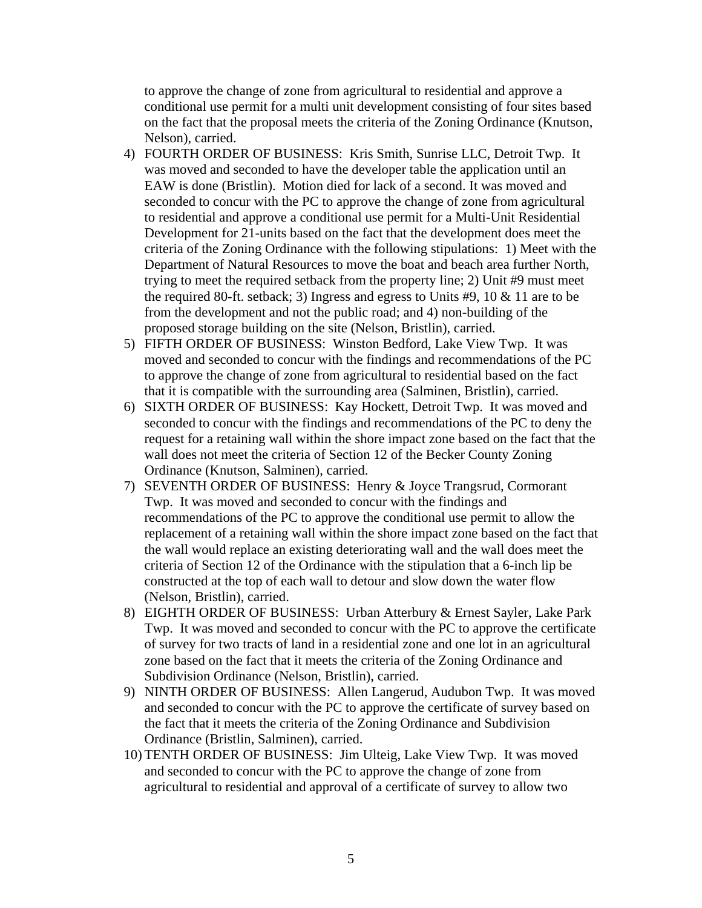to approve the change of zone from agricultural to residential and approve a conditional use permit for a multi unit development consisting of four sites based on the fact that the proposal meets the criteria of the Zoning Ordinance (Knutson, Nelson), carried.

4) FOURTH ORDER OF BUSINESS: Kris Smith, Sunrise LLC, Detroit Twp. It was moved and seconded to have the developer table the application until an EAW is done (Bristlin). Motion died for lack of a second. It was moved and seconded to concur with the PC to approve the change of zone from agricultural to residential and approve a conditional use permit for a Multi-Unit Residential Development for 21-units based on the fact that the development does meet the criteria of the Zoning Ordinance with the following stipulations: 1) Meet with the Department of Natural Resources to move the boat and beach area further North, trying to meet the required setback from the property line; 2) Unit #9 must meet the required 80-ft. setback; 3) Ingress and egress to Units #9, 10 & 11 are to be from the development and not the public road; and 4) non-building of the proposed storage building on the site (Nelson, Bristlin), carried.
5) FIFTH ORDER OF BUSINESS: Winston Bedford, Lake View Twp. It was moved and seconded to concur with the findings and recommendations of the PC to approve the change of zone from agricultural to residential based on the fact that it is compatible with the surrounding area (Salminen, Bristlin), carried.
6) SIXTH ORDER OF BUSINESS: Kay Hockett, Detroit Twp. It was moved and seconded to concur with the findings and recommendations of the PC to deny the request for a retaining wall within the shore impact zone based on the fact that the wall does not meet the criteria of Section 12 of the Becker County Zoning Ordinance (Knutson, Salminen), carried.
7) SEVENTH ORDER OF BUSINESS: Henry & Joyce Trangsrud, Cormorant Twp. It was moved and seconded to concur with the findings and recommendations of the PC to approve the conditional use permit to allow the replacement of a retaining wall within the shore impact zone based on the fact that the wall would replace an existing deteriorating wall and the wall does meet the criteria of Section 12 of the Ordinance with the stipulation that a 6-inch lip be constructed at the top of each wall to detour and slow down the water flow (Nelson, Bristlin), carried.
8) EIGHTH ORDER OF BUSINESS: Urban Atterbury & Ernest Sayler, Lake Park Twp. It was moved and seconded to concur with the PC to approve the certificate of survey for two tracts of land in a residential zone and one lot in an agricultural zone based on the fact that it meets the criteria of the Zoning Ordinance and Subdivision Ordinance (Nelson, Bristlin), carried.
9) NINTH ORDER OF BUSINESS: Allen Langerud, Audubon Twp. It was moved and seconded to concur with the PC to approve the certificate of survey based on the fact that it meets the criteria of the Zoning Ordinance and Subdivision Ordinance (Bristlin, Salminen), carried.
10) TENTH ORDER OF BUSINESS: Jim Ulteig, Lake View Twp. It was moved and seconded to concur with the PC to approve the change of zone from agricultural to residential and approval of a certificate of survey to allow two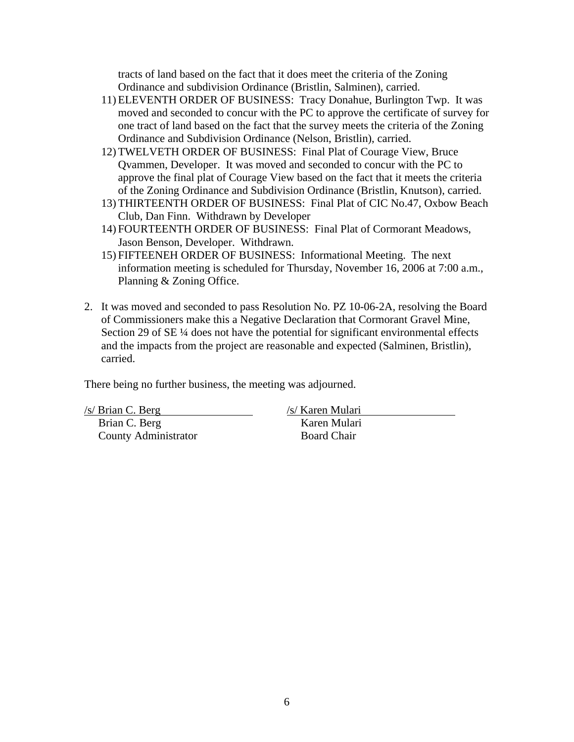tracts of land based on the fact that it does meet the criteria of the Zoning Ordinance and subdivision Ordinance (Bristlin, Salminen), carried.

11) ELEVENTH ORDER OF BUSINESS: Tracy Donahue, Burlington Twp. It was moved and seconded to concur with the PC to approve the certificate of survey for one tract of land based on the fact that the survey meets the criteria of the Zoning Ordinance and Subdivision Ordinance (Nelson, Bristlin), carried.
12) TWELVETH ORDER OF BUSINESS: Final Plat of Courage View, Bruce Qvammen, Developer. It was moved and seconded to concur with the PC to approve the final plat of Courage View based on the fact that it meets the criteria of the Zoning Ordinance and Subdivision Ordinance (Bristlin, Knutson), carried.
13) THIRTEENTH ORDER OF BUSINESS: Final Plat of CIC No.47, Oxbow Beach Club, Dan Finn. Withdrawn by Developer
14) FOURTEENTH ORDER OF BUSINESS: Final Plat of Cormorant Meadows, Jason Benson, Developer. Withdrawn.
15) FIFTEENEH ORDER OF BUSINESS: Informational Meeting. The next information meeting is scheduled for Thursday, November 16, 2006 at 7:00 a.m., Planning & Zoning Office.

2. It was moved and seconded to pass Resolution No. PZ 10-06-2A, resolving the Board of Commissioners make this a Negative Declaration that Cormorant Gravel Mine, Section 29 of SE ¼ does not have the potential for significant environmental effects and the impacts from the project are reasonable and expected (Salminen, Bristlin), carried.

There being no further business, the meeting was adjourned.

/s/ Brian C. Berg
Brian C. Berg
County Administrator

/s/ Karen Mulari
Karen Mulari
Board Chair